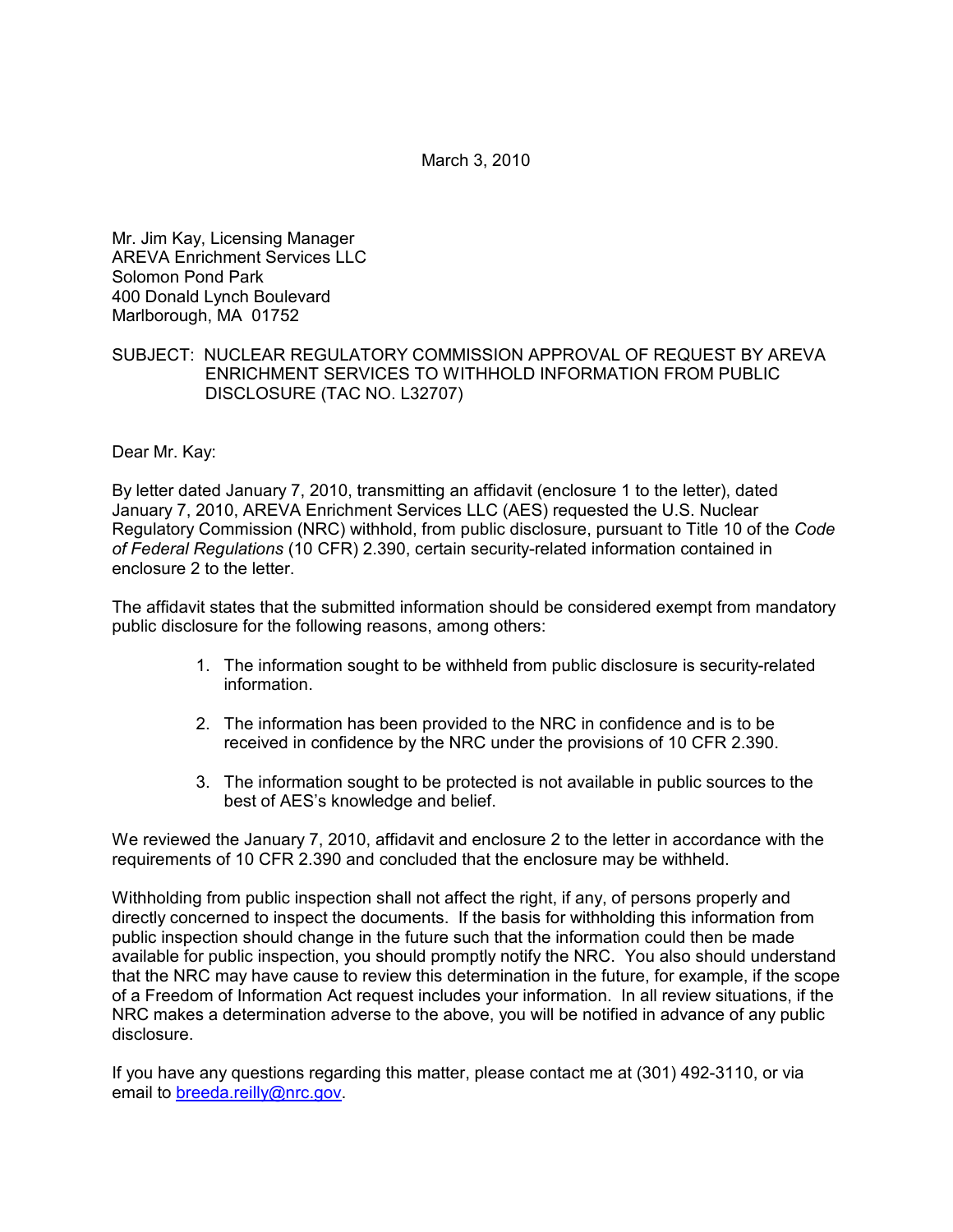March 3, 2010

Mr. Jim Kay, Licensing Manager
AREVA Enrichment Services LLC
Solomon Pond Park
400 Donald Lynch Boulevard
Marlborough, MA 01752

SUBJECT: NUCLEAR REGULATORY COMMISSION APPROVAL OF REQUEST BY AREVA ENRICHMENT SERVICES TO WITHHOLD INFORMATION FROM PUBLIC DISCLOSURE (TAC NO. L32707)

Dear Mr. Kay:

By letter dated January 7, 2010, transmitting an affidavit (enclosure 1 to the letter), dated January 7, 2010, AREVA Enrichment Services LLC (AES) requested the U.S. Nuclear Regulatory Commission (NRC) withhold, from public disclosure, pursuant to Title 10 of the *Code of Federal Regulations* (10 CFR) 2.390, certain security-related information contained in enclosure 2 to the letter.

The affidavit states that the submitted information should be considered exempt from mandatory public disclosure for the following reasons, among others:

1. The information sought to be withheld from public disclosure is security-related information.
2. The information has been provided to the NRC in confidence and is to be received in confidence by the NRC under the provisions of 10 CFR 2.390.
3. The information sought to be protected is not available in public sources to the best of AES's knowledge and belief.

We reviewed the January 7, 2010, affidavit and enclosure 2 to the letter in accordance with the requirements of 10 CFR 2.390 and concluded that the enclosure may be withheld.

Withholding from public inspection shall not affect the right, if any, of persons properly and directly concerned to inspect the documents. If the basis for withholding this information from public inspection should change in the future such that the information could then be made available for public inspection, you should promptly notify the NRC. You also should understand that the NRC may have cause to review this determination in the future, for example, if the scope of a Freedom of Information Act request includes your information. In all review situations, if the NRC makes a determination adverse to the above, you will be notified in advance of any public disclosure.

If you have any questions regarding this matter, please contact me at (301) 492-3110, or via email to breeda.reilly@nrc.gov.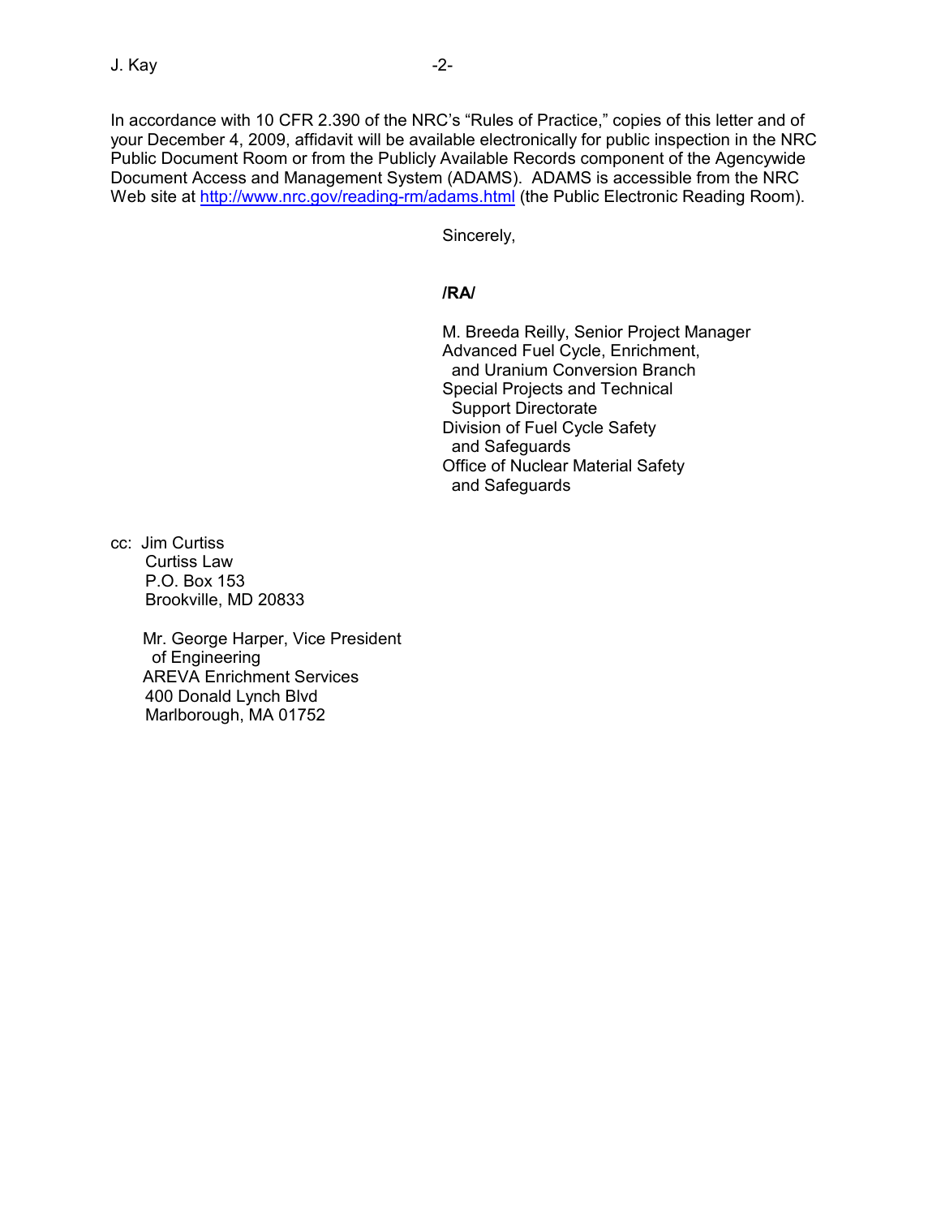In accordance with 10 CFR 2.390 of the NRC's "Rules of Practice," copies of this letter and of your December 4, 2009, affidavit will be available electronically for public inspection in the NRC Public Document Room or from the Publicly Available Records component of the Agencywide Document Access and Management System (ADAMS). ADAMS is accessible from the NRC Web site at http://www.nrc.gov/reading-rm/adams.html (the Public Electronic Reading Room).

Sincerely,

**/RA/**

M. Breeda Reilly, Senior Project Manager
Advanced Fuel Cycle, Enrichment,
and Uranium Conversion Branch
Special Projects and Technical
Support Directorate
Division of Fuel Cycle Safety
and Safeguards
Office of Nuclear Material Safety
and Safeguards

cc: Jim Curtiss
Curtiss Law
P.O. Box 153
Brookville, MD 20833

Mr. George Harper, Vice President
of Engineering
AREVA Enrichment Services
400 Donald Lynch Blvd
Marlborough, MA 01752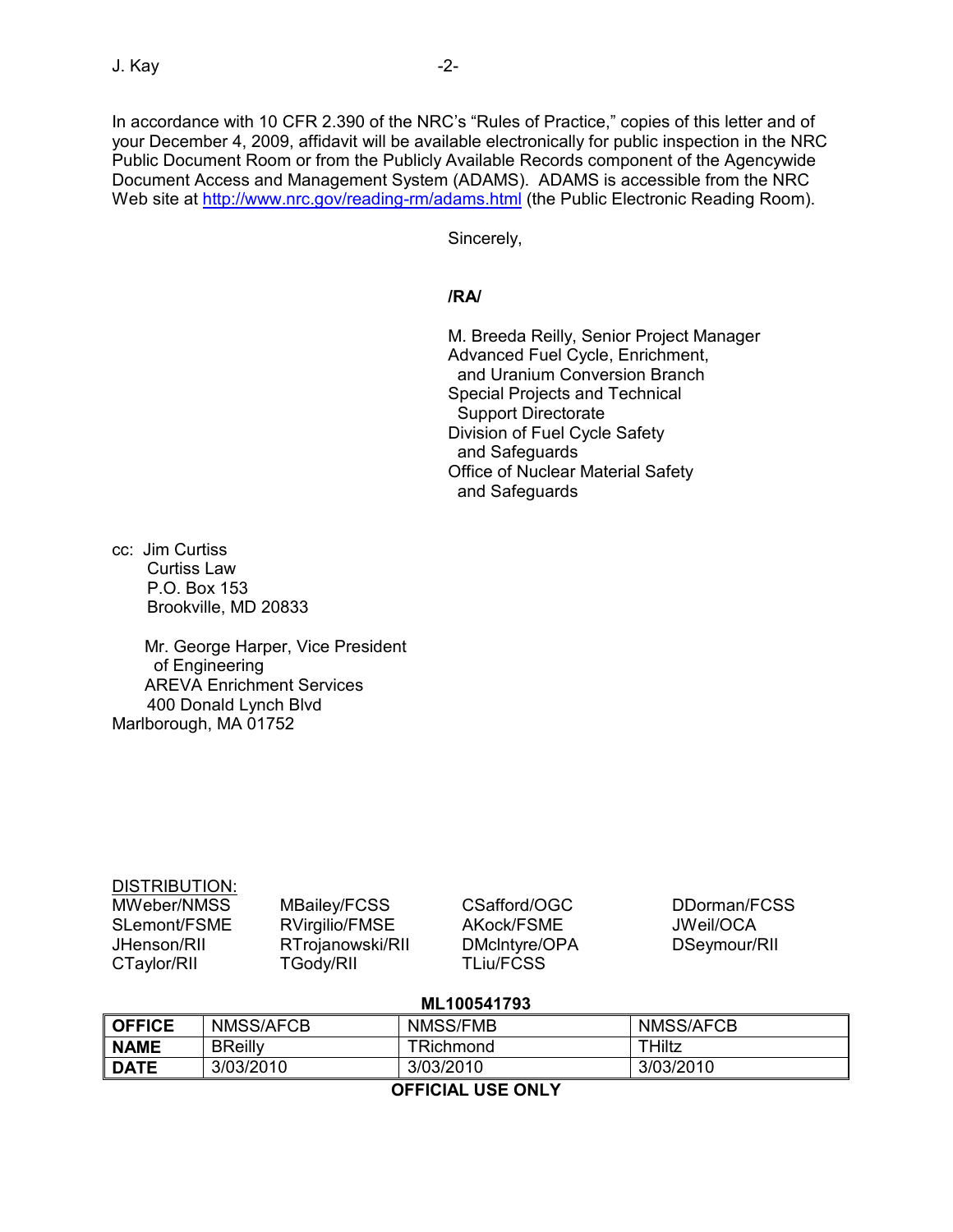In accordance with 10 CFR 2.390 of the NRC's "Rules of Practice," copies of this letter and of your December 4, 2009, affidavit will be available electronically for public inspection in the NRC Public Document Room or from the Publicly Available Records component of the Agencywide Document Access and Management System (ADAMS). ADAMS is accessible from the NRC Web site at http://www.nrc.gov/reading-rm/adams.html (the Public Electronic Reading Room).

Sincerely,

**/RA/**

M. Breeda Reilly, Senior Project Manager
Advanced Fuel Cycle, Enrichment,
and Uranium Conversion Branch
Special Projects and Technical
Support Directorate
Division of Fuel Cycle Safety
and Safeguards
Office of Nuclear Material Safety
and Safeguards

cc: Jim Curtiss
Curtiss Law
P.O. Box 153
Brookville, MD 20833

Mr. George Harper, Vice President
of Engineering
AREVA Enrichment Services
400 Donald Lynch Blvd
Marlborough, MA 01752

DISTRIBUTION:

| | | | |
|---|---|---|---|
| MWeber/NMSS | MBailey/FCSS | CSafford/OGC | DDorman/FCSS |
| SLemont/FSME | RVirgilio/FMSE | AKock/FSME | JWeil/OCA |
| JHenson/RII | RTrojanowski/RII | DMcIntyre/OPA | DSeymour/RII |
| CTaylor/RII | TGody/RII | TLiu/FCSS | |

**ML100541793**

| **OFFICE** | NMSS/AFCB | NMSS/FMB | NMSS/AFCB |
|---|---|---|---|
| **NAME** | BReilly | TRichmond | THiltz |
| **DATE** | 3/03/2010 | 3/03/2010 | 3/03/2010 |

**OFFICIAL USE ONLY**